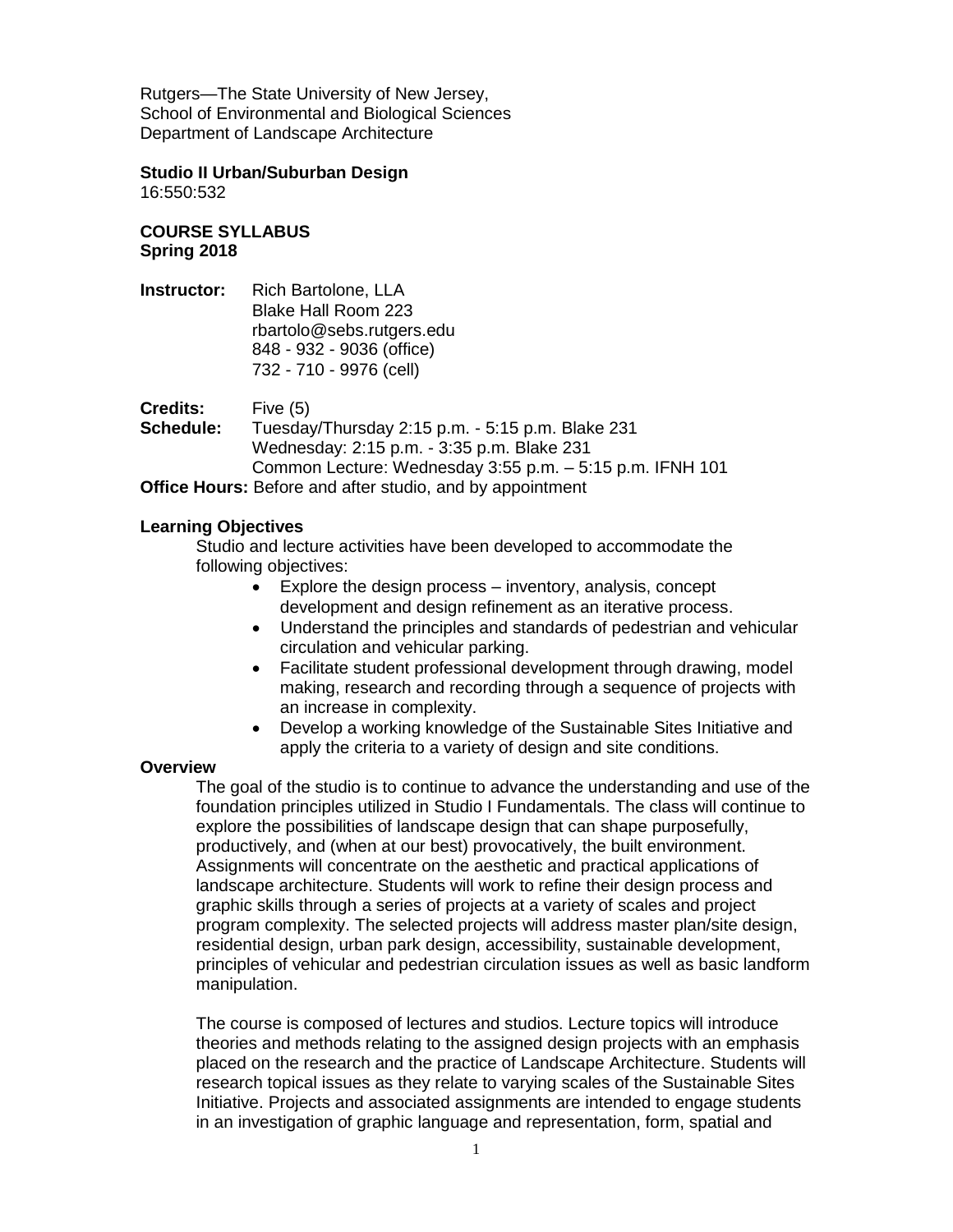Rutgers—The State University of New Jersey,
School of Environmental and Biological Sciences
Department of Landscape Architecture

**Studio II Urban/Suburban Design**
16:550:532

**COURSE SYLLABUS**
**Spring 2018**

**Instructor:** Rich Bartolone, LLA
Blake Hall Room 223
rbartolo@sebs.rutgers.edu
848 - 932 - 9036 (office)
732 - 710 - 9976 (cell)

**Credits:** Five (5)
**Schedule:** Tuesday/Thursday 2:15 p.m. - 5:15 p.m. Blake 231
Wednesday: 2:15 p.m. - 3:35 p.m. Blake 231
Common Lecture: Wednesday 3:55 p.m. – 5:15 p.m. IFNH 101
**Office Hours:** Before and after studio, and by appointment

**Learning Objectives**

Studio and lecture activities have been developed to accommodate the following objectives:

- Explore the design process – inventory, analysis, concept development and design refinement as an iterative process.
- Understand the principles and standards of pedestrian and vehicular circulation and vehicular parking.
- Facilitate student professional development through drawing, model making, research and recording through a sequence of projects with an increase in complexity.
- Develop a working knowledge of the Sustainable Sites Initiative and apply the criteria to a variety of design and site conditions.

**Overview**

The goal of the studio is to continue to advance the understanding and use of the foundation principles utilized in Studio I Fundamentals. The class will continue to explore the possibilities of landscape design that can shape purposefully, productively, and (when at our best) provocatively, the built environment. Assignments will concentrate on the aesthetic and practical applications of landscape architecture. Students will work to refine their design process and graphic skills through a series of projects at a variety of scales and project program complexity. The selected projects will address master plan/site design, residential design, urban park design, accessibility, sustainable development, principles of vehicular and pedestrian circulation issues as well as basic landform manipulation.

The course is composed of lectures and studios. Lecture topics will introduce theories and methods relating to the assigned design projects with an emphasis placed on the research and the practice of Landscape Architecture. Students will research topical issues as they relate to varying scales of the Sustainable Sites Initiative. Projects and associated assignments are intended to engage students in an investigation of graphic language and representation, form, spatial and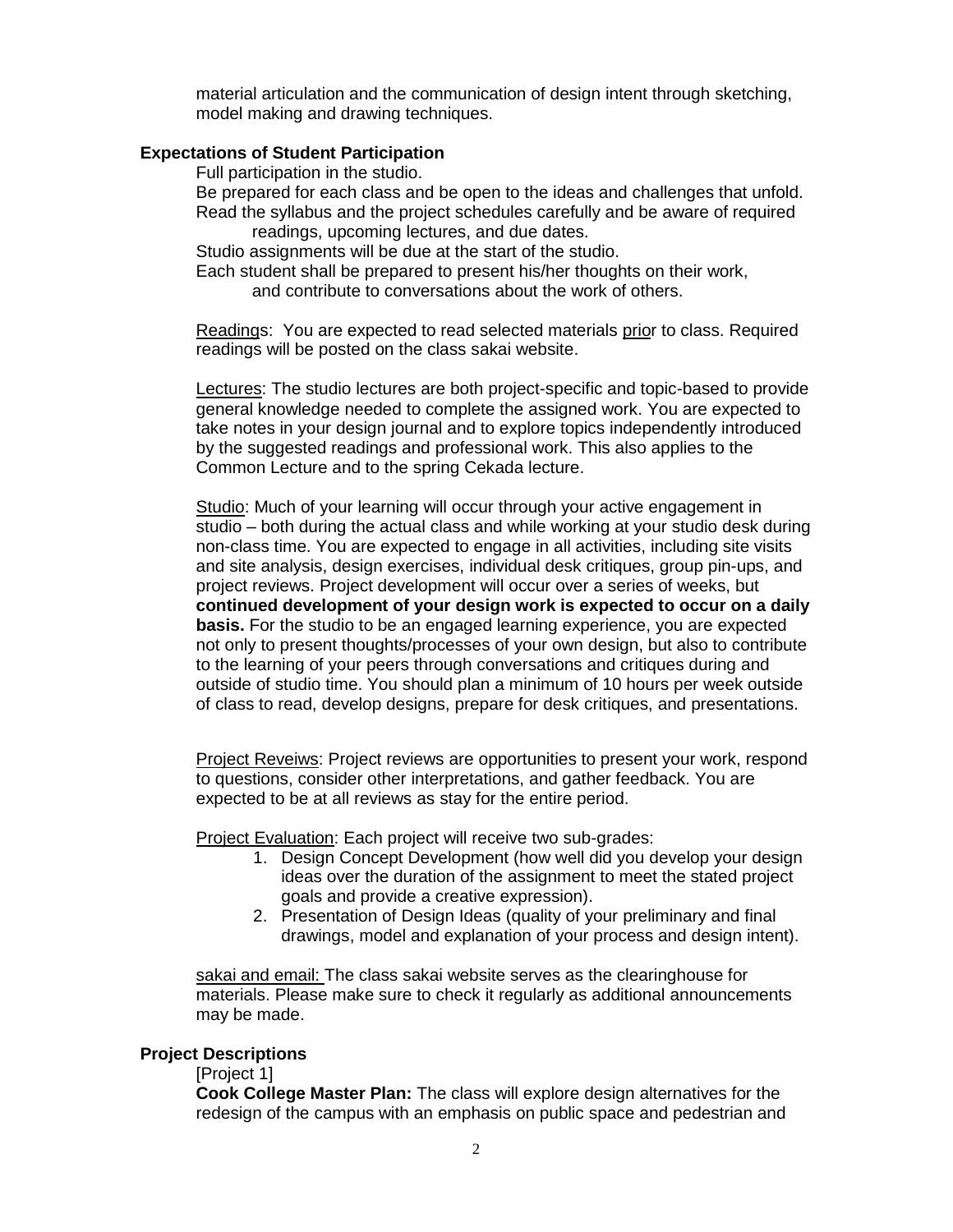material articulation and the communication of design intent through sketching, model making and drawing techniques.

## Expectations of Student Participation

Full participation in the studio.

Be prepared for each class and be open to the ideas and challenges that unfold.

Read the syllabus and the project schedules carefully and be aware of required readings, upcoming lectures, and due dates.

Studio assignments will be due at the start of the studio.

Each student shall be prepared to present his/her thoughts on their work, and contribute to conversations about the work of others.

<u>Readings</u>: You are expected to read selected materials <u>prior</u> to class. Required readings will be posted on the class sakai website.

<u>Lectures</u>: The studio lectures are both project-specific and topic-based to provide general knowledge needed to complete the assigned work. You are expected to take notes in your design journal and to explore topics independently introduced by the suggested readings and professional work. This also applies to the Common Lecture and to the spring Cekada lecture.

<u>Studio</u>: Much of your learning will occur through your active engagement in studio – both during the actual class and while working at your studio desk during non-class time. You are expected to engage in all activities, including site visits and site analysis, design exercises, individual desk critiques, group pin-ups, and project reviews. Project development will occur over a series of weeks, but **continued development of your design work is expected to occur on a daily basis.** For the studio to be an engaged learning experience, you are expected not only to present thoughts/processes of your own design, but also to contribute to the learning of your peers through conversations and critiques during and outside of studio time. You should plan a minimum of 10 hours per week outside of class to read, develop designs, prepare for desk critiques, and presentations.

<u>Project Reveiws</u>: Project reviews are opportunities to present your work, respond to questions, consider other interpretations, and gather feedback. You are expected to be at all reviews as stay for the entire period.

<u>Project Evaluation</u>: Each project will receive two sub-grades:

1. Design Concept Development (how well did you develop your design ideas over the duration of the assignment to meet the stated project goals and provide a creative expression).
2. Presentation of Design Ideas (quality of your preliminary and final drawings, model and explanation of your process and design intent).

<u>sakai and email:</u> The class sakai website serves as the clearinghouse for materials. Please make sure to check it regularly as additional announcements may be made.

## Project Descriptions

[Project 1]

**Cook College Master Plan:** The class will explore design alternatives for the redesign of the campus with an emphasis on public space and pedestrian and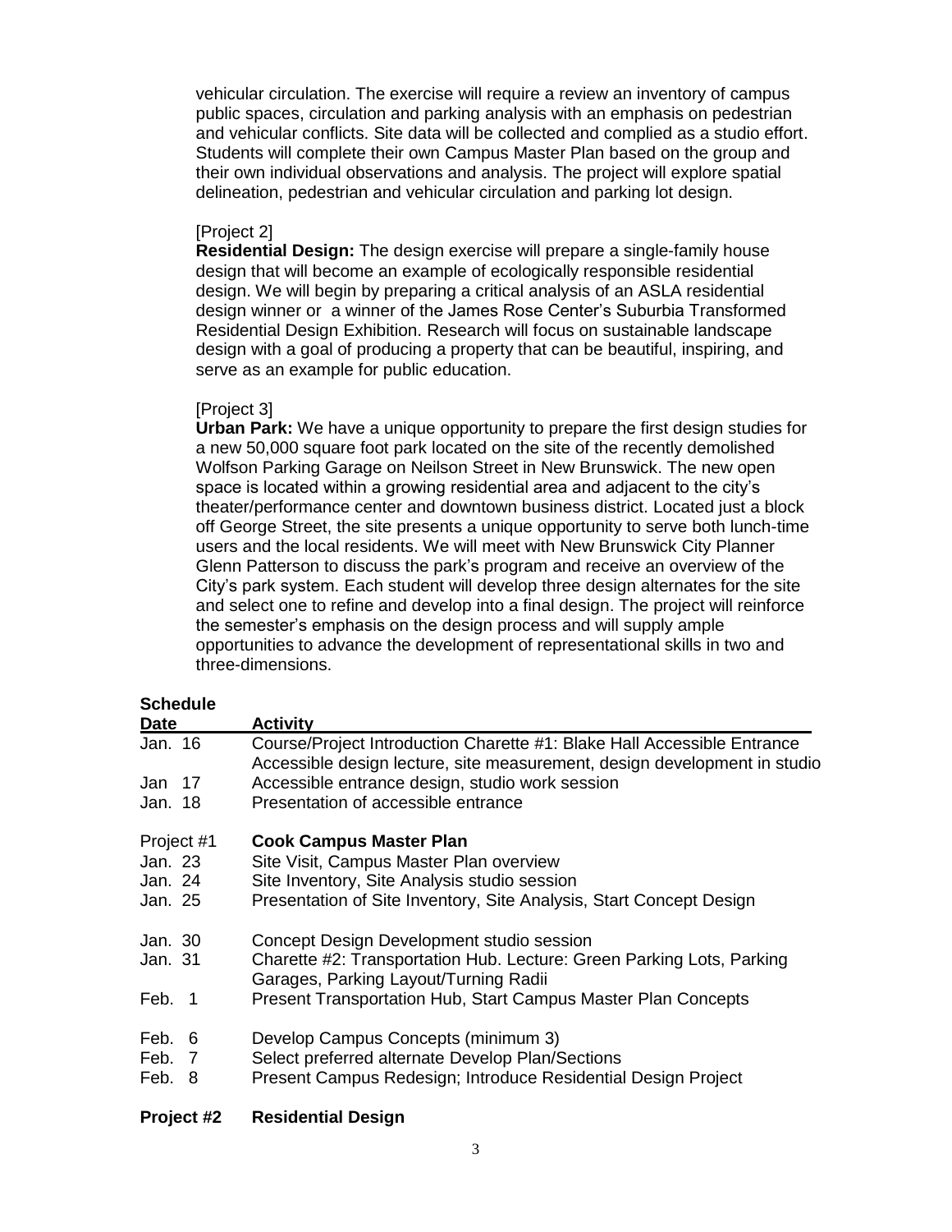vehicular circulation. The exercise will require a review an inventory of campus public spaces, circulation and parking analysis with an emphasis on pedestrian and vehicular conflicts. Site data will be collected and complied as a studio effort. Students will complete their own Campus Master Plan based on the group and their own individual observations and analysis. The project will explore spatial delineation, pedestrian and vehicular circulation and parking lot design.

[Project 2]
**Residential Design:** The design exercise will prepare a single-family house design that will become an example of ecologically responsible residential design. We will begin by preparing a critical analysis of an ASLA residential design winner or a winner of the James Rose Center's Suburbia Transformed Residential Design Exhibition. Research will focus on sustainable landscape design with a goal of producing a property that can be beautiful, inspiring, and serve as an example for public education.

[Project 3]
**Urban Park:** We have a unique opportunity to prepare the first design studies for a new 50,000 square foot park located on the site of the recently demolished Wolfson Parking Garage on Neilson Street in New Brunswick. The new open space is located within a growing residential area and adjacent to the city's theater/performance center and downtown business district. Located just a block off George Street, the site presents a unique opportunity to serve both lunch-time users and the local residents. We will meet with New Brunswick City Planner Glenn Patterson to discuss the park's program and receive an overview of the City's park system. Each student will develop three design alternates for the site and select one to refine and develop into a final design. The project will reinforce the semester's emphasis on the design process and will supply ample opportunities to advance the development of representational skills in two and three-dimensions.

**Schedule**

| Date | Activity |
|---|---|
| Jan. 16 | Course/Project Introduction Charette #1: Blake Hall Accessible Entrance Accessible design lecture, site measurement, design development in studio |
| Jan 17 | Accessible entrance design, studio work session |
| Jan. 18 | Presentation of accessible entrance |
| Project #1 | **Cook Campus Master Plan** |
| Jan. 23 | Site Visit, Campus Master Plan overview |
| Jan. 24 | Site Inventory, Site Analysis studio session |
| Jan. 25 | Presentation of Site Inventory, Site Analysis, Start Concept Design |
| Jan. 30 | Concept Design Development studio session |
| Jan. 31 | Charette #2: Transportation Hub. Lecture: Green Parking Lots, Parking Garages, Parking Layout/Turning Radii |
| Feb. 1 | Present Transportation Hub, Start Campus Master Plan Concepts |
| Feb. 6 | Develop Campus Concepts (minimum 3) |
| Feb. 7 | Select preferred alternate Develop Plan/Sections |
| Feb. 8 | Present Campus Redesign; Introduce Residential Design Project |
| **Project #2** | **Residential Design** |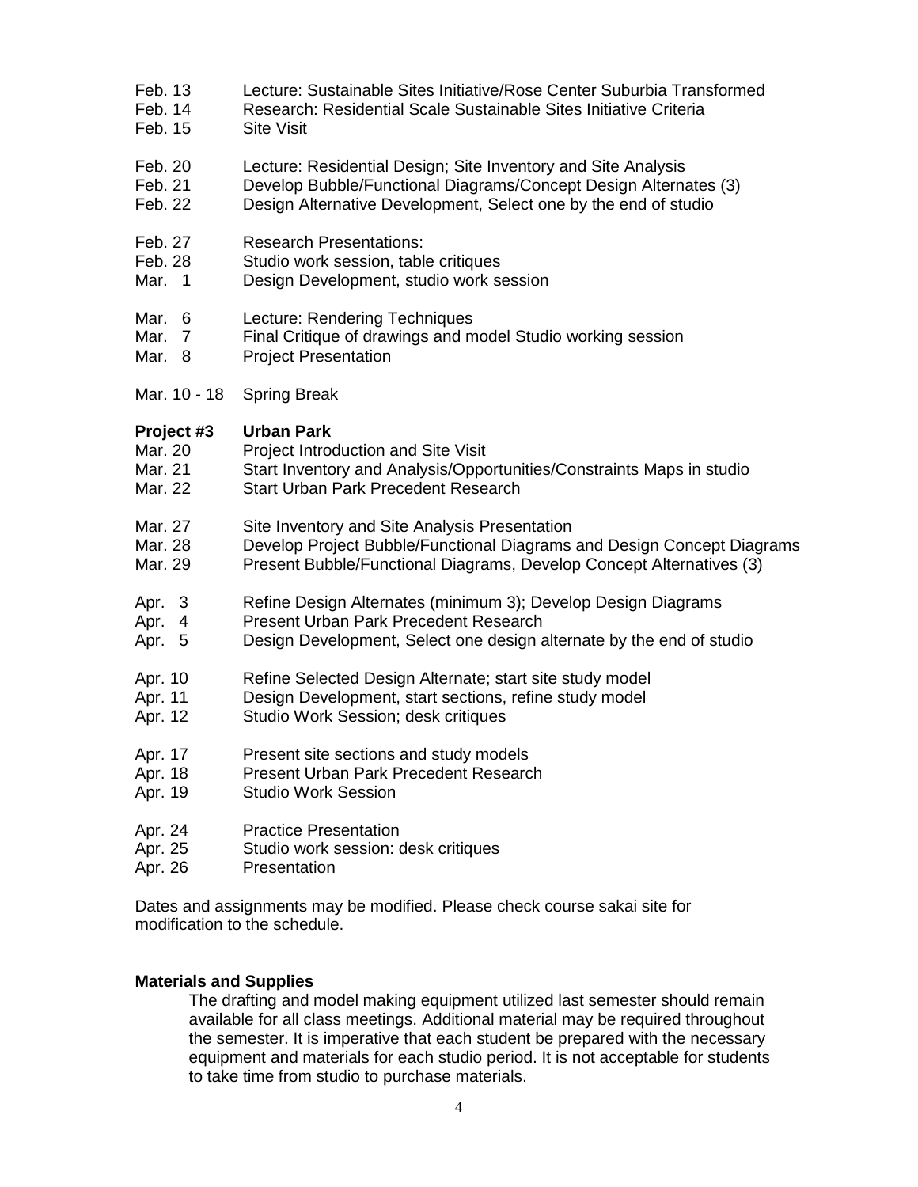Feb. 13 Lecture: Sustainable Sites Initiative/Rose Center Suburbia Transformed
Feb. 14 Research: Residential Scale Sustainable Sites Initiative Criteria
Feb. 15 Site Visit

Feb. 20 Lecture: Residential Design; Site Inventory and Site Analysis
Feb. 21 Develop Bubble/Functional Diagrams/Concept Design Alternates (3)
Feb. 22 Design Alternative Development, Select one by the end of studio

Feb. 27 Research Presentations:
Feb. 28 Studio work session, table critiques
Mar. 1 Design Development, studio work session

Mar. 6 Lecture: Rendering Techniques
Mar. 7 Final Critique of drawings and model Studio working session
Mar. 8 Project Presentation

Mar. 10 - 18 Spring Break

**Project #3 Urban Park**

Mar. 20 Project Introduction and Site Visit
Mar. 21 Start Inventory and Analysis/Opportunities/Constraints Maps in studio
Mar. 22 Start Urban Park Precedent Research

Mar. 27 Site Inventory and Site Analysis Presentation
Mar. 28 Develop Project Bubble/Functional Diagrams and Design Concept Diagrams
Mar. 29 Present Bubble/Functional Diagrams, Develop Concept Alternatives (3)

Apr. 3 Refine Design Alternates (minimum 3); Develop Design Diagrams
Apr. 4 Present Urban Park Precedent Research
Apr. 5 Design Development, Select one design alternate by the end of studio

Apr. 10 Refine Selected Design Alternate; start site study model
Apr. 11 Design Development, start sections, refine study model
Apr. 12 Studio Work Session; desk critiques

Apr. 17 Present site sections and study models
Apr. 18 Present Urban Park Precedent Research
Apr. 19 Studio Work Session

Apr. 24 Practice Presentation
Apr. 25 Studio work session: desk critiques
Apr. 26 Presentation

Dates and assignments may be modified. Please check course sakai site for modification to the schedule.

**Materials and Supplies**

The drafting and model making equipment utilized last semester should remain available for all class meetings. Additional material may be required throughout the semester. It is imperative that each student be prepared with the necessary equipment and materials for each studio period. It is not acceptable for students to take time from studio to purchase materials.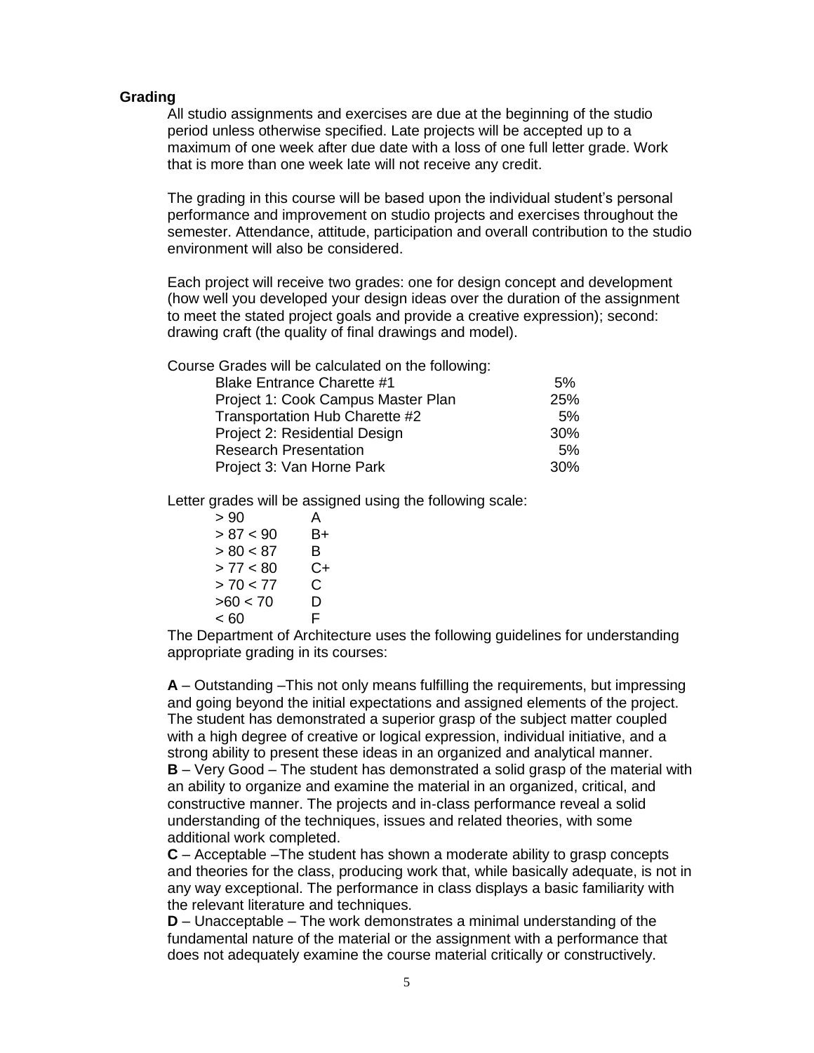**Grading**

All studio assignments and exercises are due at the beginning of the studio period unless otherwise specified. Late projects will be accepted up to a maximum of one week after due date with a loss of one full letter grade. Work that is more than one week late will not receive any credit.

The grading in this course will be based upon the individual student's personal performance and improvement on studio projects and exercises throughout the semester. Attendance, attitude, participation and overall contribution to the studio environment will also be considered.

Each project will receive two grades: one for design concept and development (how well you developed your design ideas over the duration of the assignment to meet the stated project goals and provide a creative expression); second: drawing craft (the quality of final drawings and model).

Course Grades will be calculated on the following:

| | |
|---|---|
| Blake Entrance Charette #1 | 5% |
| Project 1: Cook Campus Master Plan | 25% |
| Transportation Hub Charette #2 | 5% |
| Project 2: Residential Design | 30% |
| Research Presentation | 5% |
| Project 3: Van Horne Park | 30% |

Letter grades will be assigned using the following scale:

| | |
|---|---|
| > 90 | A |
| > 87 < 90 | B+ |
| > 80 < 87 | B |
| > 77 < 80 | C+ |
| > 70 < 77 | C |
| >60 < 70 | D |
| < 60 | F |

The Department of Architecture uses the following guidelines for understanding appropriate grading in its courses:

**A** – Outstanding –This not only means fulfilling the requirements, but impressing and going beyond the initial expectations and assigned elements of the project. The student has demonstrated a superior grasp of the subject matter coupled with a high degree of creative or logical expression, individual initiative, and a strong ability to present these ideas in an organized and analytical manner.

**B** – Very Good – The student has demonstrated a solid grasp of the material with an ability to organize and examine the material in an organized, critical, and constructive manner. The projects and in-class performance reveal a solid understanding of the techniques, issues and related theories, with some additional work completed.

**C** – Acceptable –The student has shown a moderate ability to grasp concepts and theories for the class, producing work that, while basically adequate, is not in any way exceptional. The performance in class displays a basic familiarity with the relevant literature and techniques.

**D** – Unacceptable – The work demonstrates a minimal understanding of the fundamental nature of the material or the assignment with a performance that does not adequately examine the course material critically or constructively.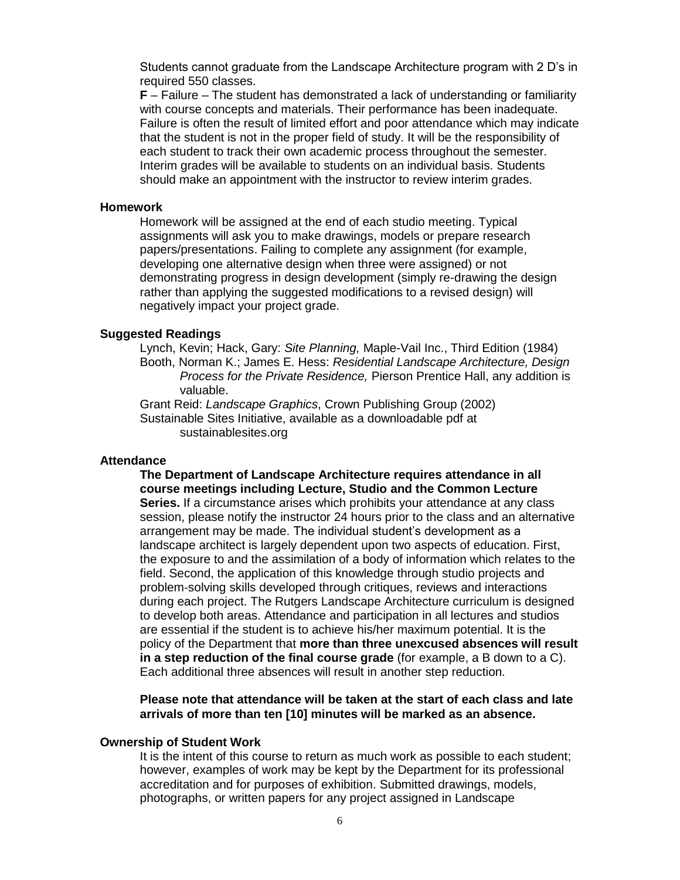Students cannot graduate from the Landscape Architecture program with 2 D's in required 550 classes.

**F** – Failure – The student has demonstrated a lack of understanding or familiarity with course concepts and materials. Their performance has been inadequate. Failure is often the result of limited effort and poor attendance which may indicate that the student is not in the proper field of study. It will be the responsibility of each student to track their own academic process throughout the semester. Interim grades will be available to students on an individual basis. Students should make an appointment with the instructor to review interim grades.

### Homework

Homework will be assigned at the end of each studio meeting. Typical assignments will ask you to make drawings, models or prepare research papers/presentations. Failing to complete any assignment (for example, developing one alternative design when three were assigned) or not demonstrating progress in design development (simply re-drawing the design rather than applying the suggested modifications to a revised design) will negatively impact your project grade.

### Suggested Readings

Lynch, Kevin; Hack, Gary: *Site Planning,* Maple-Vail Inc., Third Edition (1984)

Booth, Norman K.; James E. Hess: *Residential Landscape Architecture, Design Process for the Private Residence,* Pierson Prentice Hall, any addition is valuable.

Grant Reid: *Landscape Graphics*, Crown Publishing Group (2002)

Sustainable Sites Initiative, available as a downloadable pdf at sustainablesites.org

### Attendance

**The Department of Landscape Architecture requires attendance in all course meetings including Lecture, Studio and the Common Lecture Series.** If a circumstance arises which prohibits your attendance at any class session, please notify the instructor 24 hours prior to the class and an alternative arrangement may be made. The individual student's development as a landscape architect is largely dependent upon two aspects of education. First, the exposure to and the assimilation of a body of information which relates to the field. Second, the application of this knowledge through studio projects and problem-solving skills developed through critiques, reviews and interactions during each project. The Rutgers Landscape Architecture curriculum is designed to develop both areas. Attendance and participation in all lectures and studios are essential if the student is to achieve his/her maximum potential. It is the policy of the Department that **more than three unexcused absences will result in a step reduction of the final course grade** (for example, a B down to a C). Each additional three absences will result in another step reduction.

**Please note that attendance will be taken at the start of each class and late arrivals of more than ten [10] minutes will be marked as an absence.**

### Ownership of Student Work

It is the intent of this course to return as much work as possible to each student; however, examples of work may be kept by the Department for its professional accreditation and for purposes of exhibition. Submitted drawings, models, photographs, or written papers for any project assigned in Landscape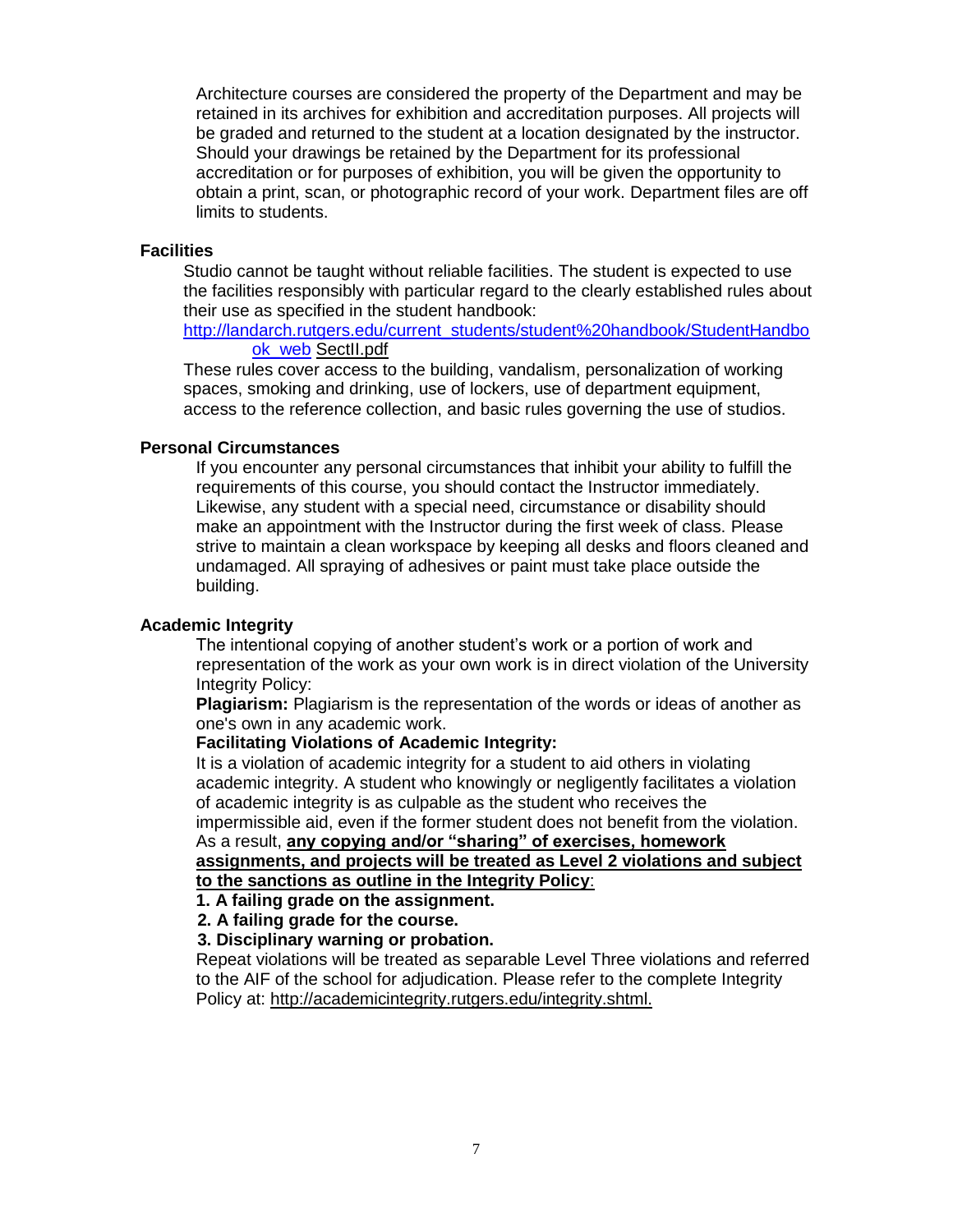Architecture courses are considered the property of the Department and may be retained in its archives for exhibition and accreditation purposes. All projects will be graded and returned to the student at a location designated by the instructor. Should your drawings be retained by the Department for its professional accreditation or for purposes of exhibition, you will be given the opportunity to obtain a print, scan, or photographic record of your work. Department files are off limits to students.

### Facilities

Studio cannot be taught without reliable facilities. The student is expected to use the facilities responsibly with particular regard to the clearly established rules about their use as specified in the student handbook: http://landarch.rutgers.edu/current_students/student%20handbook/StudentHandbook_web SectII.pdf

These rules cover access to the building, vandalism, personalization of working spaces, smoking and drinking, use of lockers, use of department equipment, access to the reference collection, and basic rules governing the use of studios.

### Personal Circumstances

If you encounter any personal circumstances that inhibit your ability to fulfill the requirements of this course, you should contact the Instructor immediately. Likewise, any student with a special need, circumstance or disability should make an appointment with the Instructor during the first week of class. Please strive to maintain a clean workspace by keeping all desks and floors cleaned and undamaged. All spraying of adhesives or paint must take place outside the building.

### Academic Integrity

The intentional copying of another student's work or a portion of work and representation of the work as your own work is in direct violation of the University Integrity Policy:

**Plagiarism:** Plagiarism is the representation of the words or ideas of another as one's own in any academic work.

**Facilitating Violations of Academic Integrity:**

It is a violation of academic integrity for a student to aid others in violating academic integrity. A student who knowingly or negligently facilitates a violation of academic integrity is as culpable as the student who receives the impermissible aid, even if the former student does not benefit from the violation. As a result, **any copying and/or "sharing" of exercises, homework assignments, and projects will be treated as Level 2 violations and subject to the sanctions as outline in the Integrity Policy**:

1. **A failing grade on the assignment.**
2. **A failing grade for the course.**
3. **Disciplinary warning or probation.**

Repeat violations will be treated as separable Level Three violations and referred to the AIF of the school for adjudication. Please refer to the complete Integrity Policy at: http://academicintegrity.rutgers.edu/integrity.shtml.